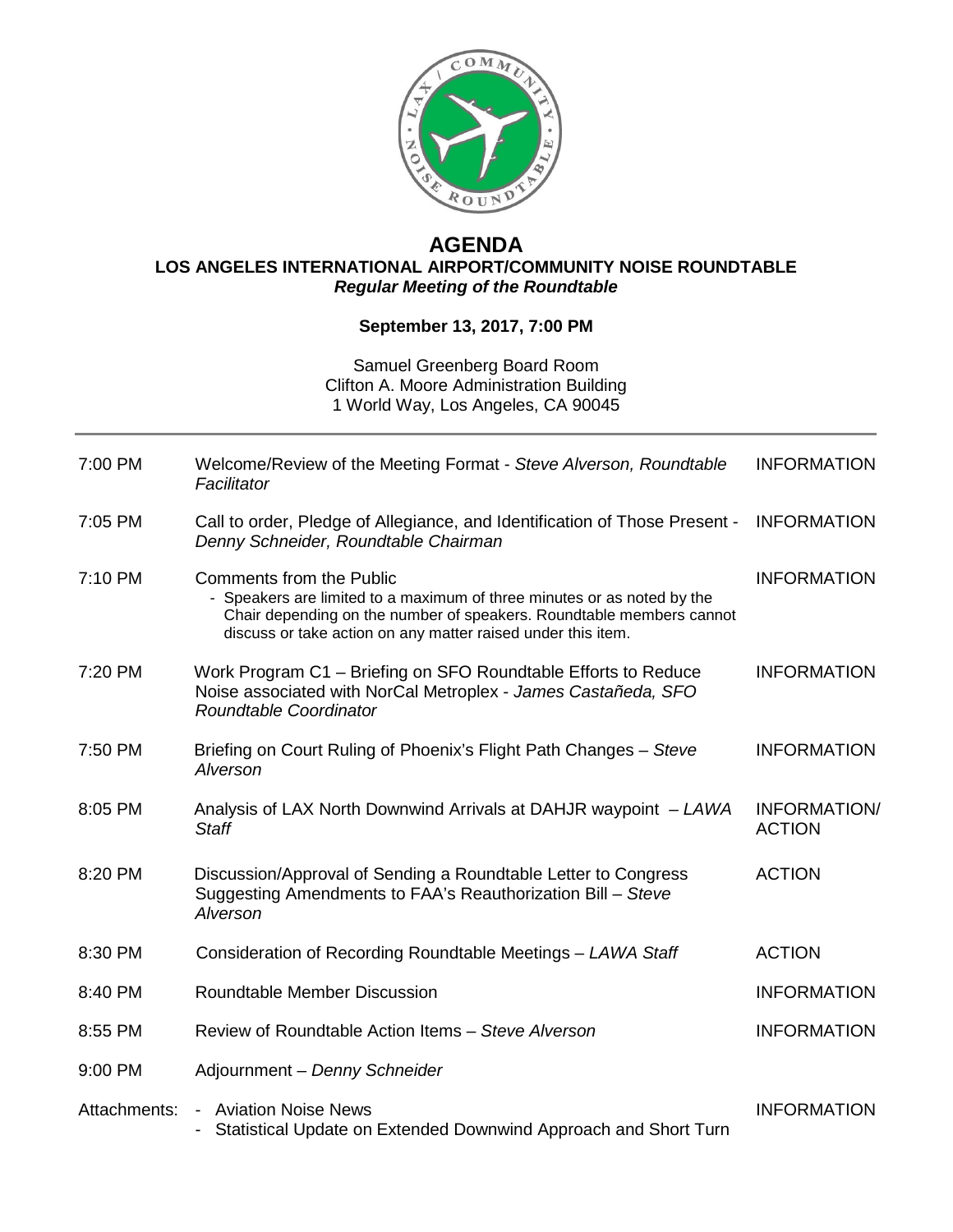# AGENDA

## LOS ANGELES INTERNATIONAL AIRPORT/COMMUNITY NOISE ROUNDTABLE

***Regular Meeting of the Roundtable***

**September 13, 2017, 7:00 PM**

Samuel Greenberg Board Room
Clifton A. Moore Administration Building
1 World Way, Los Angeles, CA 90045

| | | |
|---|---|---|
| 7:00 PM | Welcome/Review of the Meeting Format - *Steve Alverson, Roundtable Facilitator* | INFORMATION |
| 7:05 PM | Call to order, Pledge of Allegiance, and Identification of Those Present - *Denny Schneider, Roundtable Chairman* | INFORMATION |
| 7:10 PM | Comments from the Public<br>- Speakers are limited to a maximum of three minutes or as noted by the Chair depending on the number of speakers. Roundtable members cannot discuss or take action on any matter raised under this item. | INFORMATION |
| 7:20 PM | Work Program C1 – Briefing on SFO Roundtable Efforts to Reduce Noise associated with NorCal Metroplex - *James Castañeda, SFO Roundtable Coordinator* | INFORMATION |
| 7:50 PM | Briefing on Court Ruling of Phoenix's Flight Path Changes – *Steve Alverson* | INFORMATION |
| 8:05 PM | Analysis of LAX North Downwind Arrivals at DAHJR waypoint – *LAWA Staff* | INFORMATION/ ACTION |
| 8:20 PM | Discussion/Approval of Sending a Roundtable Letter to Congress Suggesting Amendments to FAA's Reauthorization Bill – *Steve Alverson* | ACTION |
| 8:30 PM | Consideration of Recording Roundtable Meetings – *LAWA Staff* | ACTION |
| 8:40 PM | Roundtable Member Discussion | INFORMATION |
| 8:55 PM | Review of Roundtable Action Items – *Steve Alverson* | INFORMATION |
| 9:00 PM | Adjournment – *Denny Schneider* | |
| Attachments: | - Aviation Noise News<br>- Statistical Update on Extended Downwind Approach and Short Turn | INFORMATION |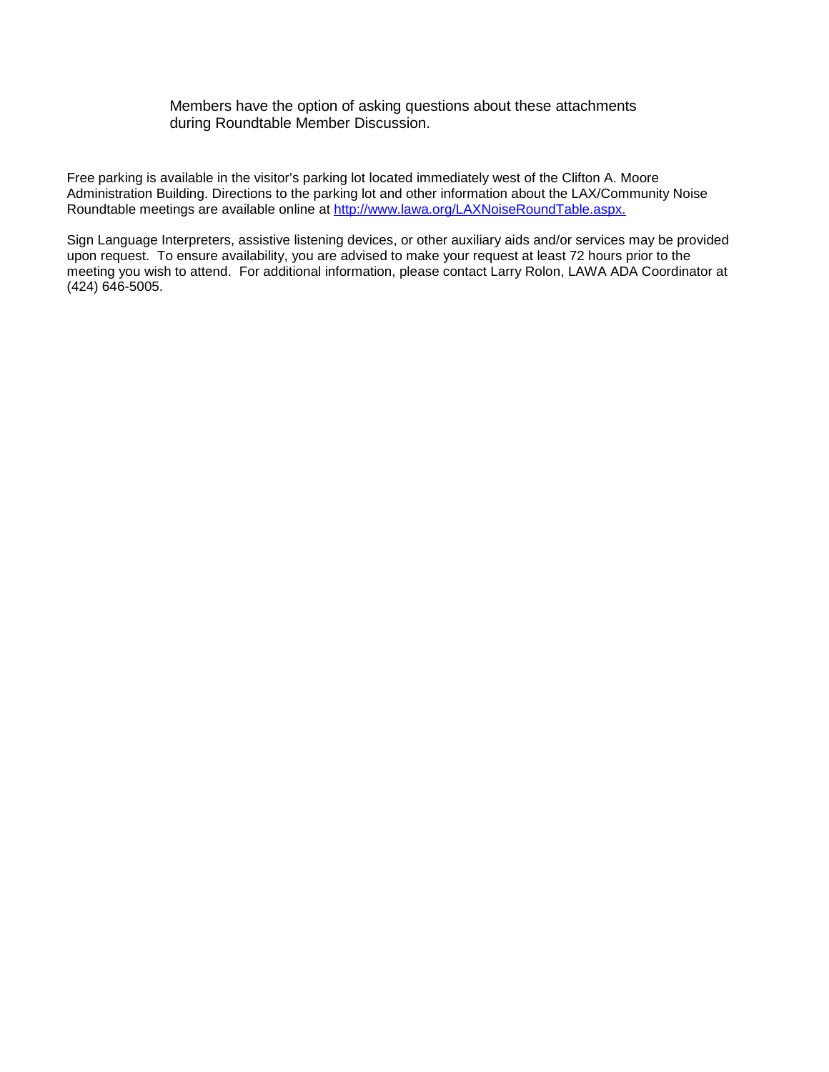Members have the option of asking questions about these attachments during Roundtable Member Discussion.

Free parking is available in the visitor's parking lot located immediately west of the Clifton A. Moore Administration Building. Directions to the parking lot and other information about the LAX/Community Noise Roundtable meetings are available online at [http://www.lawa.org/LAXNoiseRoundTable.aspx.](http://www.lawa.org/LAXNoiseRoundTable.aspx)

Sign Language Interpreters, assistive listening devices, or other auxiliary aids and/or services may be provided upon request. To ensure availability, you are advised to make your request at least 72 hours prior to the meeting you wish to attend. For additional information, please contact Larry Rolon, LAWA ADA Coordinator at (424) 646-5005.